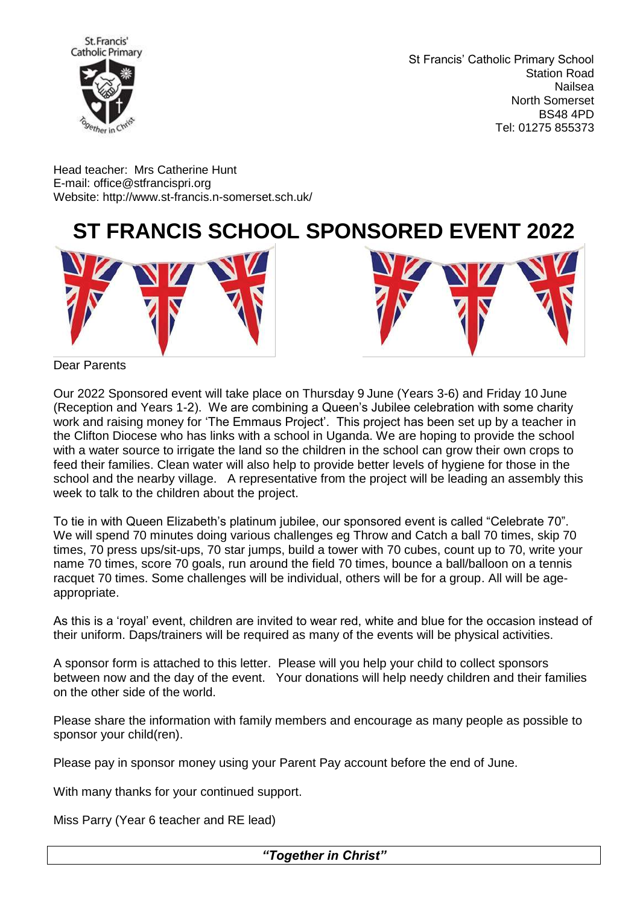St Francis' Catholic Primary School
Station Road
Nailsea
North Somerset
BS48 4PD
Tel: 01275 855373

Head teacher: Mrs Catherine Hunt
E-mail: office@stfrancispri.org
Website: http://www.st-francis.n-somerset.sch.uk/

# ST FRANCIS SCHOOL SPONSORED EVENT 2022

Dear Parents

Our 2022 Sponsored event will take place on Thursday 9 June (Years 3-6) and Friday 10 June (Reception and Years 1-2). We are combining a Queen's Jubilee celebration with some charity work and raising money for 'The Emmaus Project'. This project has been set up by a teacher in the Clifton Diocese who has links with a school in Uganda. We are hoping to provide the school with a water source to irrigate the land so the children in the school can grow their own crops to feed their families. Clean water will also help to provide better levels of hygiene for those in the school and the nearby village. A representative from the project will be leading an assembly this week to talk to the children about the project.

To tie in with Queen Elizabeth's platinum jubilee, our sponsored event is called "Celebrate 70". We will spend 70 minutes doing various challenges eg Throw and Catch a ball 70 times, skip 70 times, 70 press ups/sit-ups, 70 star jumps, build a tower with 70 cubes, count up to 70, write your name 70 times, score 70 goals, run around the field 70 times, bounce a ball/balloon on a tennis racquet 70 times. Some challenges will be individual, others will be for a group. All will be age-appropriate.

As this is a 'royal' event, children are invited to wear red, white and blue for the occasion instead of their uniform. Daps/trainers will be required as many of the events will be physical activities.

A sponsor form is attached to this letter. Please will you help your child to collect sponsors between now and the day of the event. Your donations will help needy children and their families on the other side of the world.

Please share the information with family members and encourage as many people as possible to sponsor your child(ren).

Please pay in sponsor money using your Parent Pay account before the end of June.

With many thanks for your continued support.

Miss Parry (Year 6 teacher and RE lead)

***"Together in Christ"***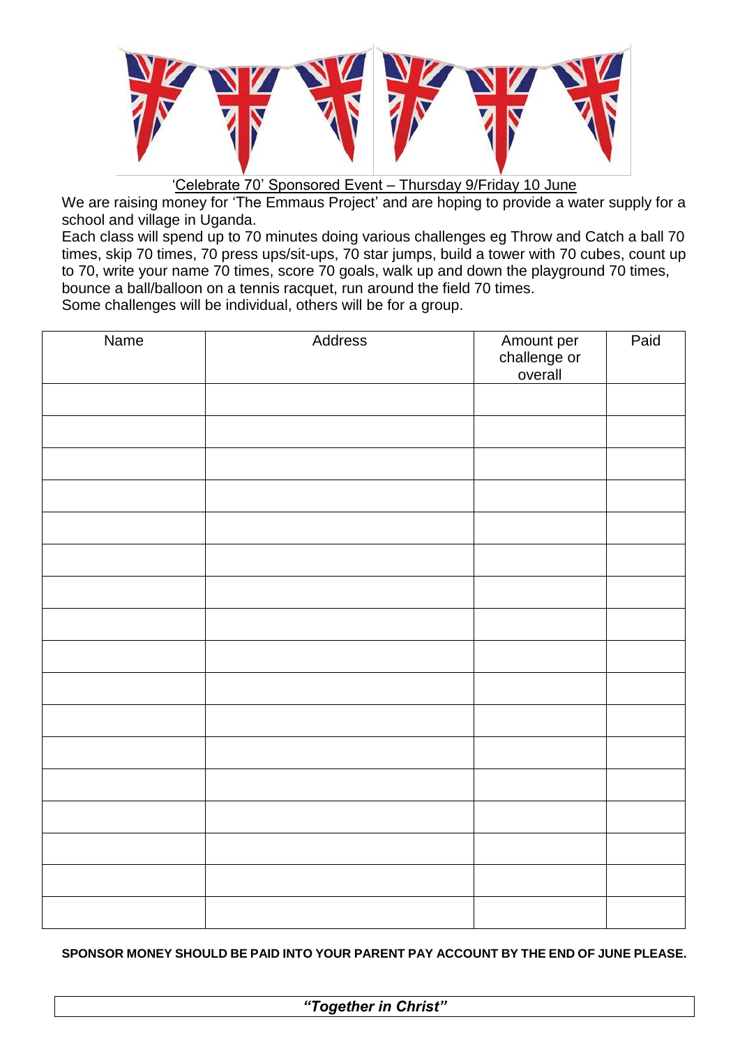'Celebrate 70' Sponsored Event – Thursday 9/Friday 10 June

We are raising money for 'The Emmaus Project' and are hoping to provide a water supply for a school and village in Uganda.

Each class will spend up to 70 minutes doing various challenges eg Throw and Catch a ball 70 times, skip 70 times, 70 press ups/sit-ups, 70 star jumps, build a tower with 70 cubes, count up to 70, write your name 70 times, score 70 goals, walk up and down the playground 70 times, bounce a ball/balloon on a tennis racquet, run around the field 70 times.

Some challenges will be individual, others will be for a group.

| Name | Address | Amount per challenge or overall | Paid |
|---|---|---|---|
| | | | |
| | | | |
| | | | |
| | | | |
| | | | |
| | | | |
| | | | |
| | | | |
| | | | |
| | | | |
| | | | |
| | | | |
| | | | |
| | | | |
| | | | |
| | | | |
| | | | |

**SPONSOR MONEY SHOULD BE PAID INTO YOUR PARENT PAY ACCOUNT BY THE END OF JUNE PLEASE.**

***"Together in Christ"***